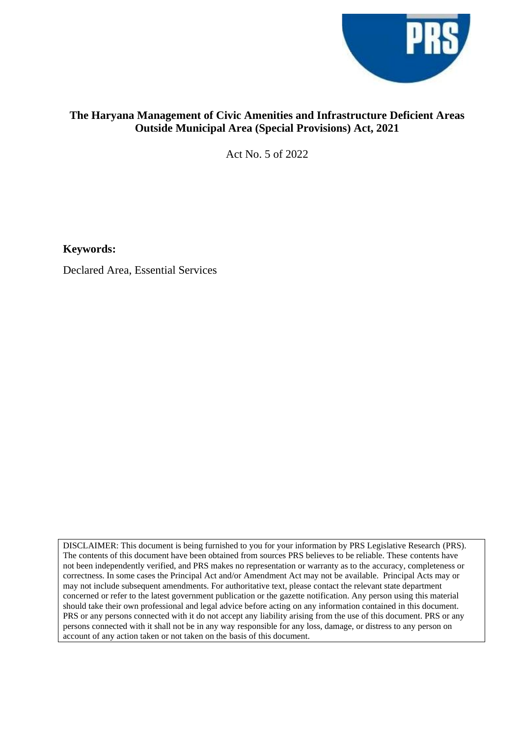# The Haryana Management of Civic Amenities and Infrastructure Deficient Areas Outside Municipal Area (Special Provisions) Act, 2021

Act No. 5 of 2022

**Keywords:**

Declared Area, Essential Services

DISCLAIMER: This document is being furnished to you for your information by PRS Legislative Research (PRS). The contents of this document have been obtained from sources PRS believes to be reliable. These contents have not been independently verified, and PRS makes no representation or warranty as to the accuracy, completeness or correctness. In some cases the Principal Act and/or Amendment Act may not be available. Principal Acts may or may not include subsequent amendments. For authoritative text, please contact the relevant state department concerned or refer to the latest government publication or the gazette notification. Any person using this material should take their own professional and legal advice before acting on any information contained in this document. PRS or any persons connected with it do not accept any liability arising from the use of this document. PRS or any persons connected with it shall not be in any way responsible for any loss, damage, or distress to any person on account of any action taken or not taken on the basis of this document.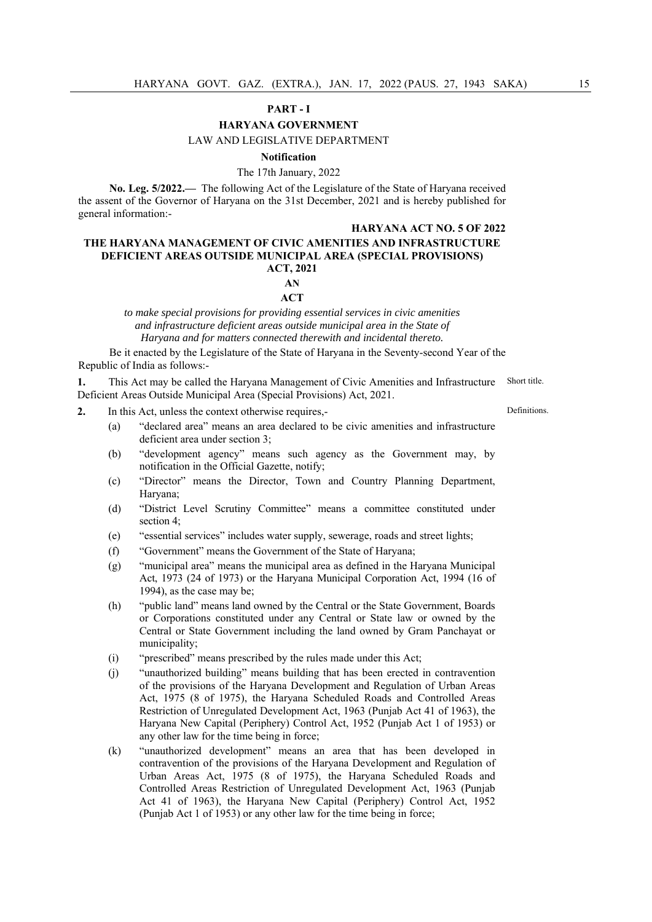**PART - I**

**HARYANA GOVERNMENT**

LAW AND LEGISLATIVE DEPARTMENT

**Notification**

The 17th January, 2022

**No. Leg. 5/2022.—** The following Act of the Legislature of the State of Haryana received the assent of the Governor of Haryana on the 31st December, 2021 and is hereby published for general information:-

**HARYANA ACT NO. 5 OF 2022**

**THE HARYANA MANAGEMENT OF CIVIC AMENITIES AND INFRASTRUCTURE DEFICIENT AREAS OUTSIDE MUNICIPAL AREA (SPECIAL PROVISIONS) ACT, 2021**

**AN**

**ACT**

*to make special provisions for providing essential services in civic amenities and infrastructure deficient areas outside municipal area in the State of Haryana and for matters connected therewith and incidental thereto.*

Be it enacted by the Legislature of the State of Haryana in the Seventy-second Year of the Republic of India as follows:-

**1.** This Act may be called the Haryana Management of Civic Amenities and Infrastructure Deficient Areas Outside Municipal Area (Special Provisions) Act, 2021. *Short title.*

**2.** In this Act, unless the context otherwise requires,- *Definitions.*

(a) "declared area" means an area declared to be civic amenities and infrastructure deficient area under section 3;

(b) "development agency" means such agency as the Government may, by notification in the Official Gazette, notify;

(c) "Director" means the Director, Town and Country Planning Department, Haryana;

(d) "District Level Scrutiny Committee" means a committee constituted under section 4;

(e) "essential services" includes water supply, sewerage, roads and street lights;

(f) "Government" means the Government of the State of Haryana;

(g) "municipal area" means the municipal area as defined in the Haryana Municipal Act, 1973 (24 of 1973) or the Haryana Municipal Corporation Act, 1994 (16 of 1994), as the case may be;

(h) "public land" means land owned by the Central or the State Government, Boards or Corporations constituted under any Central or State law or owned by the Central or State Government including the land owned by Gram Panchayat or municipality;

(i) "prescribed" means prescribed by the rules made under this Act;

(j) "unauthorized building" means building that has been erected in contravention of the provisions of the Haryana Development and Regulation of Urban Areas Act, 1975 (8 of 1975), the Haryana Scheduled Roads and Controlled Areas Restriction of Unregulated Development Act, 1963 (Punjab Act 41 of 1963), the Haryana New Capital (Periphery) Control Act, 1952 (Punjab Act 1 of 1953) or any other law for the time being in force;

(k) "unauthorized development" means an area that has been developed in contravention of the provisions of the Haryana Development and Regulation of Urban Areas Act, 1975 (8 of 1975), the Haryana Scheduled Roads and Controlled Areas Restriction of Unregulated Development Act, 1963 (Punjab Act 41 of 1963), the Haryana New Capital (Periphery) Control Act, 1952 (Punjab Act 1 of 1953) or any other law for the time being in force;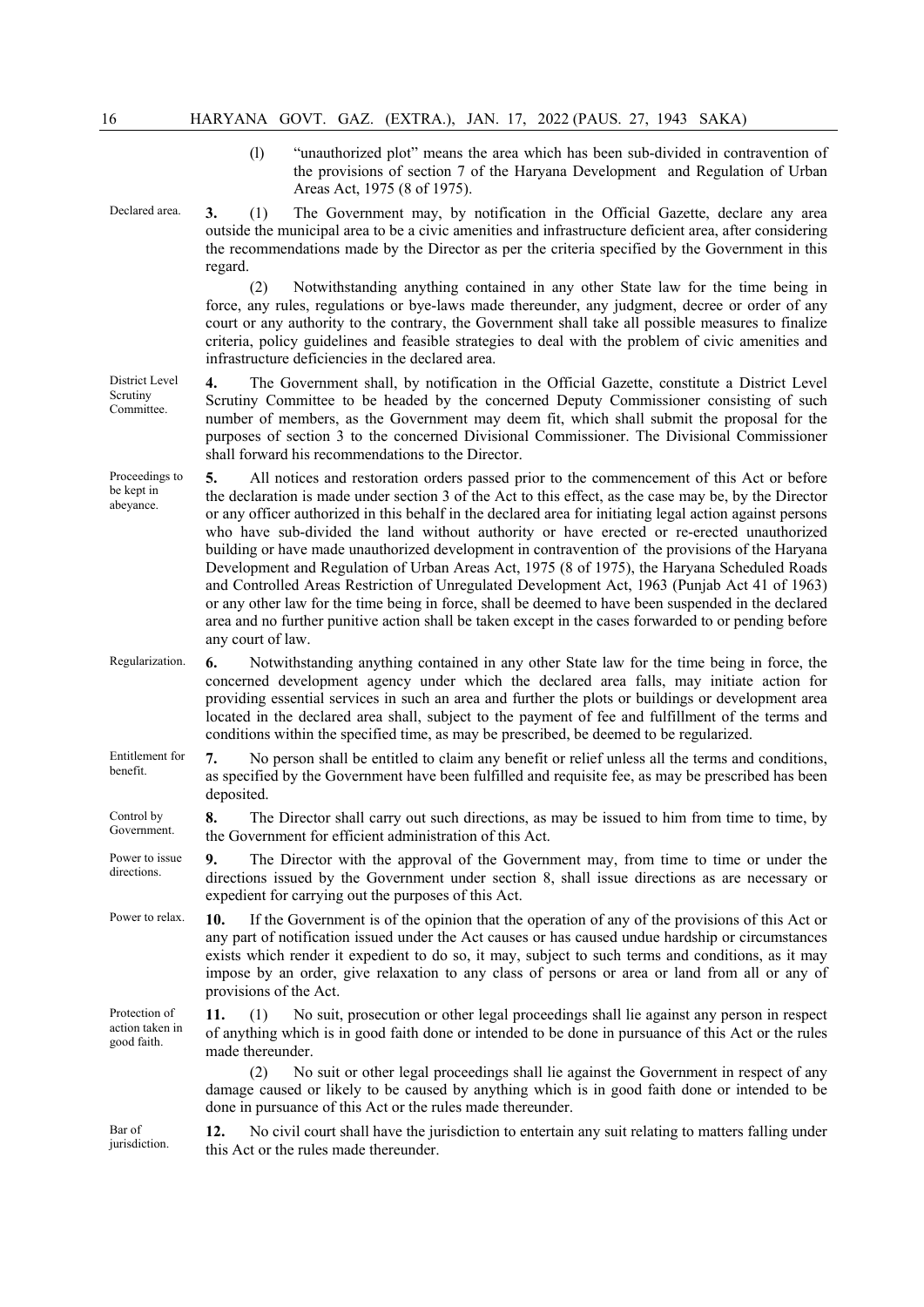(l) "unauthorized plot" means the area which has been sub-divided in contravention of the provisions of section 7 of the Haryana Development and Regulation of Urban Areas Act, 1975 (8 of 1975).

Declared area.

**3.** (1) The Government may, by notification in the Official Gazette, declare any area outside the municipal area to be a civic amenities and infrastructure deficient area, after considering the recommendations made by the Director as per the criteria specified by the Government in this regard.

(2) Notwithstanding anything contained in any other State law for the time being in force, any rules, regulations or bye-laws made thereunder, any judgment, decree or order of any court or any authority to the contrary, the Government shall take all possible measures to finalize criteria, policy guidelines and feasible strategies to deal with the problem of civic amenities and infrastructure deficiencies in the declared area.

District Level Scrutiny Committee.

**4.** The Government shall, by notification in the Official Gazette, constitute a District Level Scrutiny Committee to be headed by the concerned Deputy Commissioner consisting of such number of members, as the Government may deem fit, which shall submit the proposal for the purposes of section 3 to the concerned Divisional Commissioner. The Divisional Commissioner shall forward his recommendations to the Director.

Proceedings to be kept in abeyance.

**5.** All notices and restoration orders passed prior to the commencement of this Act or before the declaration is made under section 3 of the Act to this effect, as the case may be, by the Director or any officer authorized in this behalf in the declared area for initiating legal action against persons who have sub-divided the land without authority or have erected or re-erected unauthorized building or have made unauthorized development in contravention of the provisions of the Haryana Development and Regulation of Urban Areas Act, 1975 (8 of 1975), the Haryana Scheduled Roads and Controlled Areas Restriction of Unregulated Development Act, 1963 (Punjab Act 41 of 1963) or any other law for the time being in force, shall be deemed to have been suspended in the declared area and no further punitive action shall be taken except in the cases forwarded to or pending before any court of law.

Regularization.

**6.** Notwithstanding anything contained in any other State law for the time being in force, the concerned development agency under which the declared area falls, may initiate action for providing essential services in such an area and further the plots or buildings or development area located in the declared area shall, subject to the payment of fee and fulfillment of the terms and conditions within the specified time, as may be prescribed, be deemed to be regularized.

Entitlement for benefit.

**7.** No person shall be entitled to claim any benefit or relief unless all the terms and conditions, as specified by the Government have been fulfilled and requisite fee, as may be prescribed has been deposited.

Control by Government.

**8.** The Director shall carry out such directions, as may be issued to him from time to time, by the Government for efficient administration of this Act.

Power to issue directions.

**9.** The Director with the approval of the Government may, from time to time or under the directions issued by the Government under section 8, shall issue directions as are necessary or expedient for carrying out the purposes of this Act.

Power to relax.

**10.** If the Government is of the opinion that the operation of any of the provisions of this Act or any part of notification issued under the Act causes or has caused undue hardship or circumstances exists which render it expedient to do so, it may, subject to such terms and conditions, as it may impose by an order, give relaxation to any class of persons or area or land from all or any of provisions of the Act.

Protection of action taken in good faith.

**11.** (1) No suit, prosecution or other legal proceedings shall lie against any person in respect of anything which is in good faith done or intended to be done in pursuance of this Act or the rules made thereunder.

(2) No suit or other legal proceedings shall lie against the Government in respect of any damage caused or likely to be caused by anything which is in good faith done or intended to be done in pursuance of this Act or the rules made thereunder.

Bar of jurisdiction.

**12.** No civil court shall have the jurisdiction to entertain any suit relating to matters falling under this Act or the rules made thereunder.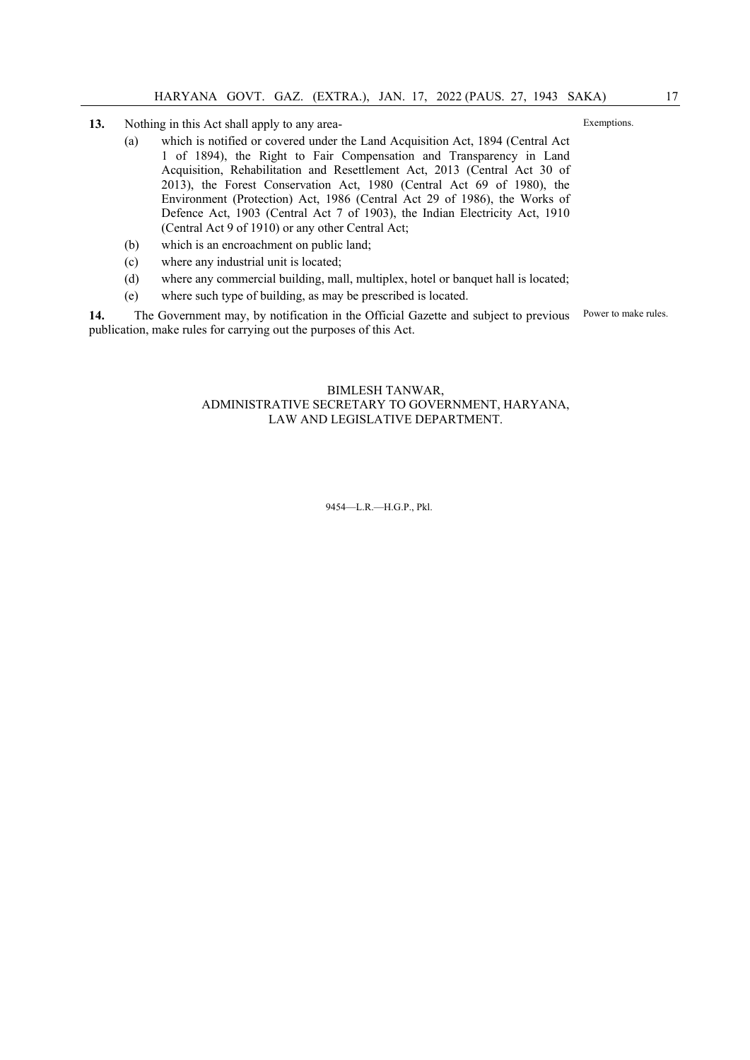**13.** Nothing in this Act shall apply to any area- *Exemptions.*

(a) which is notified or covered under the Land Acquisition Act, 1894 (Central Act 1 of 1894), the Right to Fair Compensation and Transparency in Land Acquisition, Rehabilitation and Resettlement Act, 2013 (Central Act 30 of 2013), the Forest Conservation Act, 1980 (Central Act 69 of 1980), the Environment (Protection) Act, 1986 (Central Act 29 of 1986), the Works of Defence Act, 1903 (Central Act 7 of 1903), the Indian Electricity Act, 1910 (Central Act 9 of 1910) or any other Central Act;

(b) which is an encroachment on public land;

(c) where any industrial unit is located;

(d) where any commercial building, mall, multiplex, hotel or banquet hall is located;

(e) where such type of building, as may be prescribed is located.

**14.** The Government may, by notification in the Official Gazette and subject to previous publication, make rules for carrying out the purposes of this Act. *Power to make rules.*

BIMLESH TANWAR,
ADMINISTRATIVE SECRETARY TO GOVERNMENT, HARYANA,
LAW AND LEGISLATIVE DEPARTMENT.

9454—L.R.—H.G.P., Pkl.